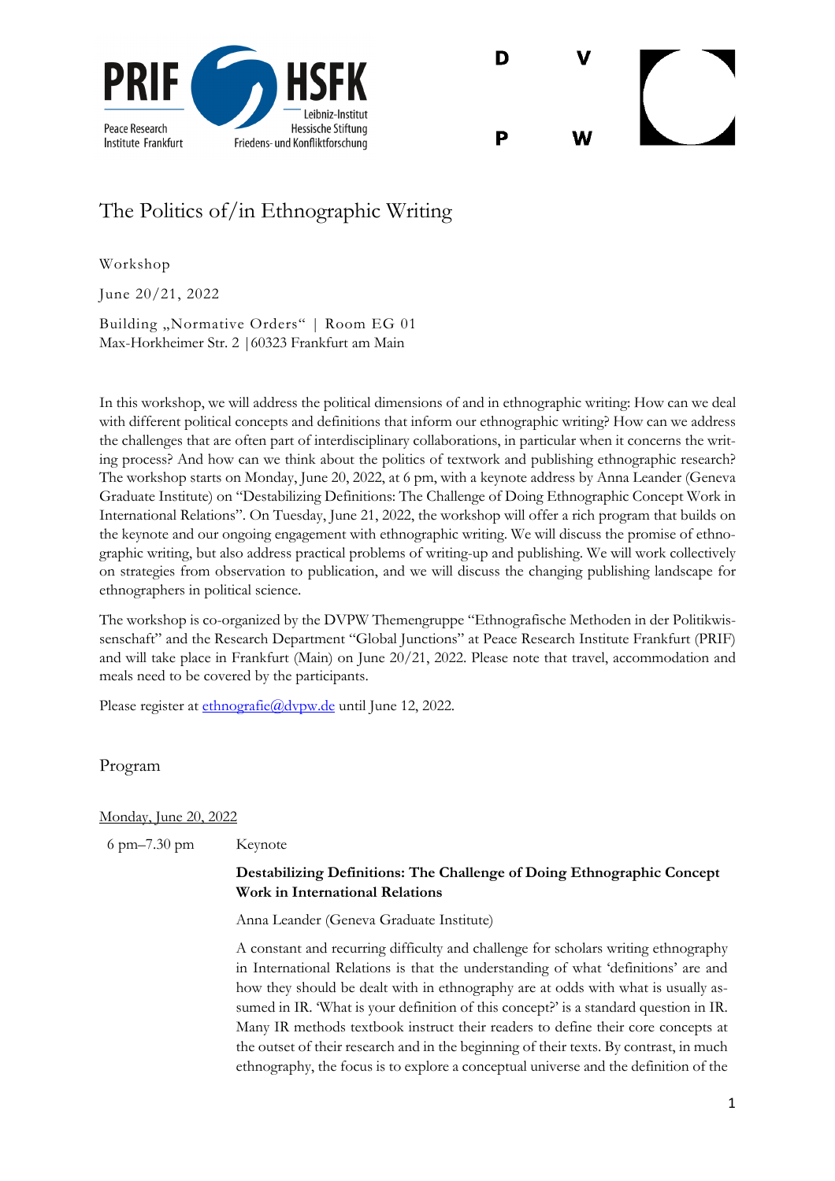# The Politics of/in Ethnographic Writing

Workshop

June 20/21, 2022

Building „Normative Orders" | Room EG 01
Max-Horkheimer Str. 2 |60323 Frankfurt am Main

In this workshop, we will address the political dimensions of and in ethnographic writing: How can we deal with different political concepts and definitions that inform our ethnographic writing? How can we address the challenges that are often part of interdisciplinary collaborations, in particular when it concerns the writing process? And how can we think about the politics of textwork and publishing ethnographic research? The workshop starts on Monday, June 20, 2022, at 6 pm, with a keynote address by Anna Leander (Geneva Graduate Institute) on "Destabilizing Definitions: The Challenge of Doing Ethnographic Concept Work in International Relations". On Tuesday, June 21, 2022, the workshop will offer a rich program that builds on the keynote and our ongoing engagement with ethnographic writing. We will discuss the promise of ethnographic writing, but also address practical problems of writing-up and publishing. We will work collectively on strategies from observation to publication, and we will discuss the changing publishing landscape for ethnographers in political science.

The workshop is co-organized by the DVPW Themengruppe "Ethnografische Methoden in der Politikwissenschaft" and the Research Department "Global Junctions" at Peace Research Institute Frankfurt (PRIF) and will take place in Frankfurt (Main) on June 20/21, 2022. Please note that travel, accommodation and meals need to be covered by the participants.

Please register at ethnografie@dvpw.de until June 12, 2022.

## Program

Monday, June 20, 2022

6 pm–7.30 pm Keynote

**Destabilizing Definitions: The Challenge of Doing Ethnographic Concept Work in International Relations**

Anna Leander (Geneva Graduate Institute)

A constant and recurring difficulty and challenge for scholars writing ethnography in International Relations is that the understanding of what 'definitions' are and how they should be dealt with in ethnography are at odds with what is usually assumed in IR. 'What is your definition of this concept?' is a standard question in IR. Many IR methods textbook instruct their readers to define their core concepts at the outset of their research and in the beginning of their texts. By contrast, in much ethnography, the focus is to explore a conceptual universe and the definition of the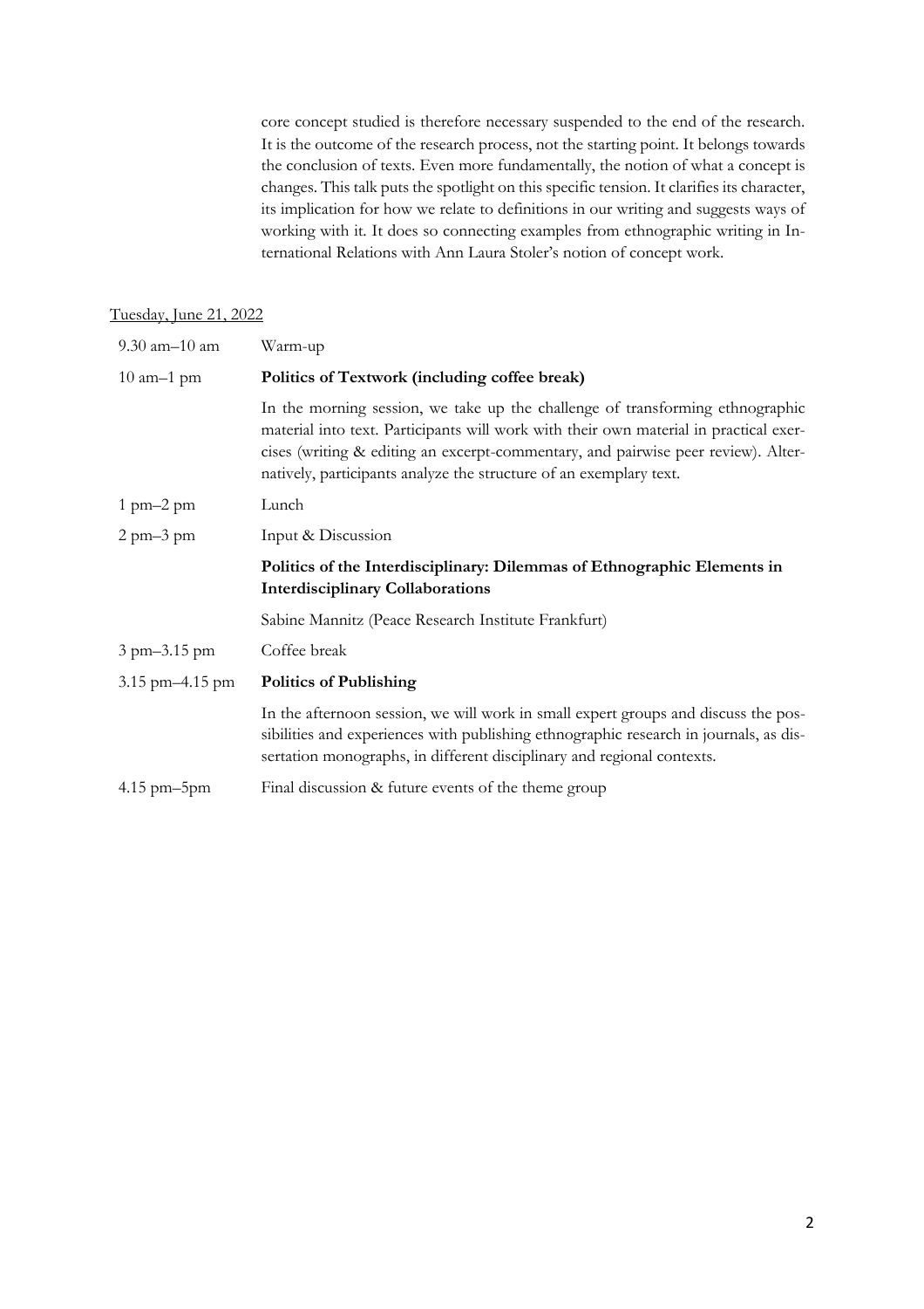core concept studied is therefore necessary suspended to the end of the research. It is the outcome of the research process, not the starting point. It belongs towards the conclusion of texts. Even more fundamentally, the notion of what a concept is changes. This talk puts the spotlight on this specific tension. It clarifies its character, its implication for how we relate to definitions in our writing and suggests ways of working with it. It does so connecting examples from ethnographic writing in International Relations with Ann Laura Stoler's notion of concept work.

Tuesday, June 21, 2022

| | |
|---|---|
| 9.30 am–10 am | Warm-up |
| 10 am–1 pm | **Politics of Textwork (including coffee break)**<br><br>In the morning session, we take up the challenge of transforming ethnographic material into text. Participants will work with their own material in practical exercises (writing & editing an excerpt-commentary, and pairwise peer review). Alternatively, participants analyze the structure of an exemplary text. |
| 1 pm–2 pm | Lunch |
| 2 pm–3 pm | Input & Discussion<br><br>**Politics of the Interdisciplinary: Dilemmas of Ethnographic Elements in Interdisciplinary Collaborations**<br><br>Sabine Mannitz (Peace Research Institute Frankfurt) |
| 3 pm–3.15 pm | Coffee break |
| 3.15 pm–4.15 pm | **Politics of Publishing**<br><br>In the afternoon session, we will work in small expert groups and discuss the possibilities and experiences with publishing ethnographic research in journals, as dissertation monographs, in different disciplinary and regional contexts. |
| 4.15 pm–5pm | Final discussion & future events of the theme group |